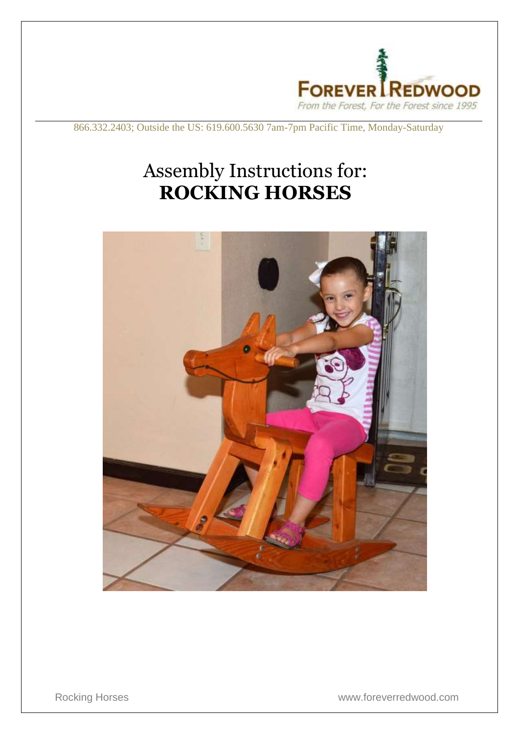866.332.2403; Outside the US: 619.600.5630 7am-7pm Pacific Time, Monday-Saturday

# Assembly Instructions for: **ROCKING HORSES**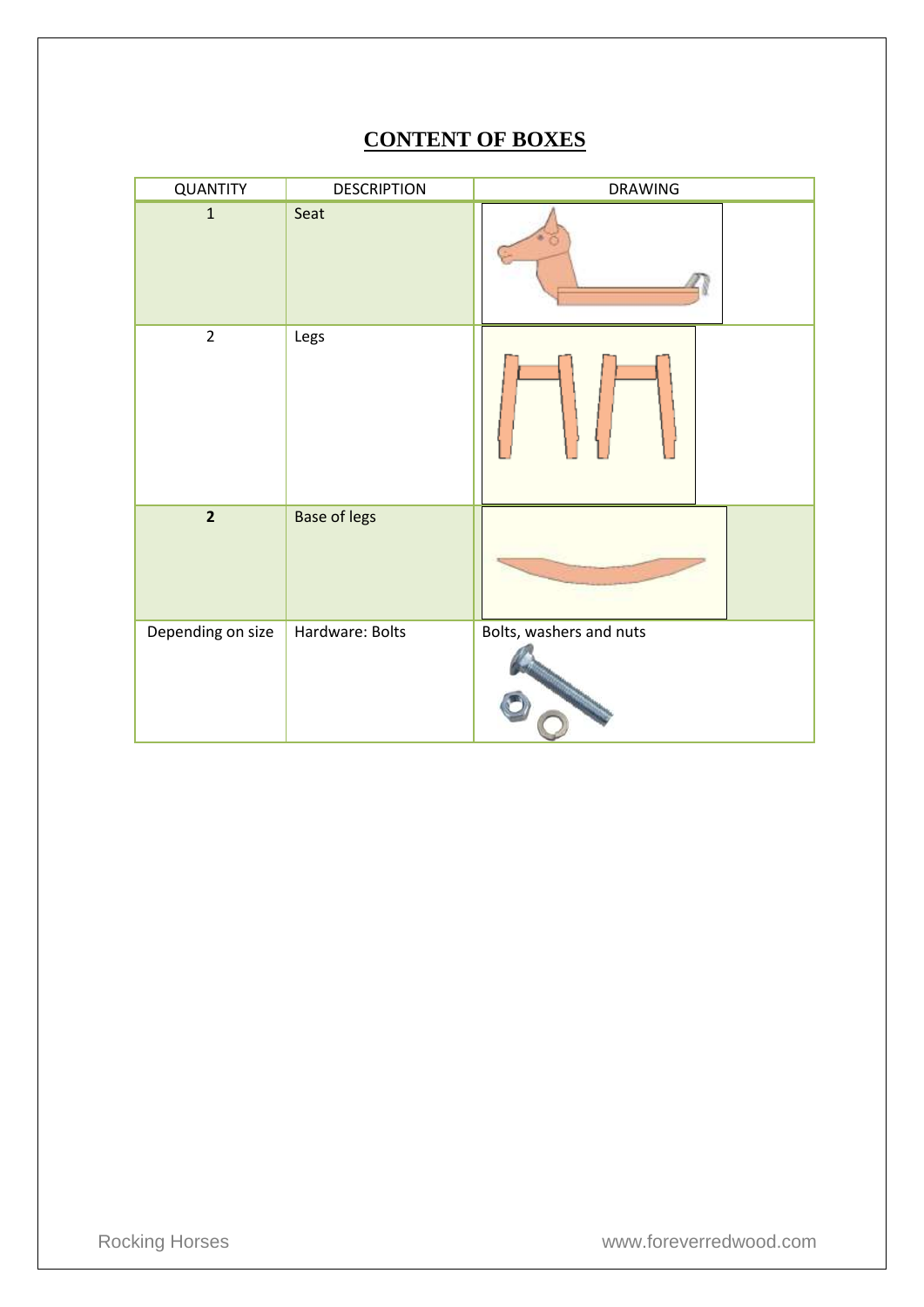# CONTENT OF BOXES

| QUANTITY | DESCRIPTION | DRAWING |
|---|---|---|
| 1 | Seat | |
| 2 | Legs | |
| **2** | Base of legs | |
| Depending on size | Hardware: Bolts | Bolts, washers and nuts |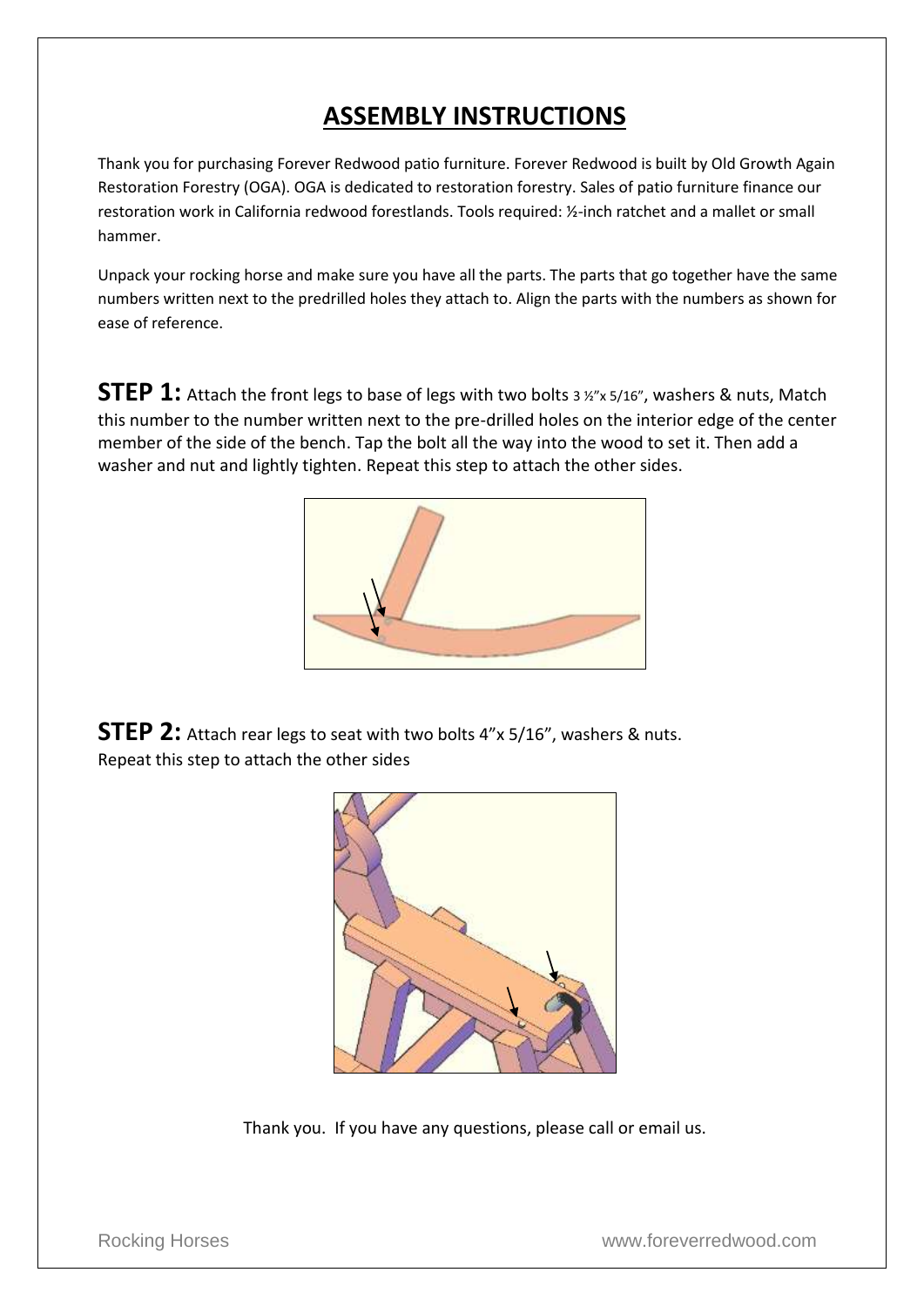# ASSEMBLY INSTRUCTIONS

Thank you for purchasing Forever Redwood patio furniture. Forever Redwood is built by Old Growth Again Restoration Forestry (OGA). OGA is dedicated to restoration forestry. Sales of patio furniture finance our restoration work in California redwood forestlands. Tools required: ½-inch ratchet and a mallet or small hammer.

Unpack your rocking horse and make sure you have all the parts. The parts that go together have the same numbers written next to the predrilled holes they attach to. Align the parts with the numbers as shown for ease of reference.

**STEP 1:** Attach the front legs to base of legs with two bolts 3 ½"x 5/16", washers & nuts, Match this number to the number written next to the pre-drilled holes on the interior edge of the center member of the side of the bench. Tap the bolt all the way into the wood to set it. Then add a washer and nut and lightly tighten. Repeat this step to attach the other sides.

**STEP 2:** Attach rear legs to seat with two bolts 4"x 5/16", washers & nuts. Repeat this step to attach the other sides

Thank you. If you have any questions, please call or email us.